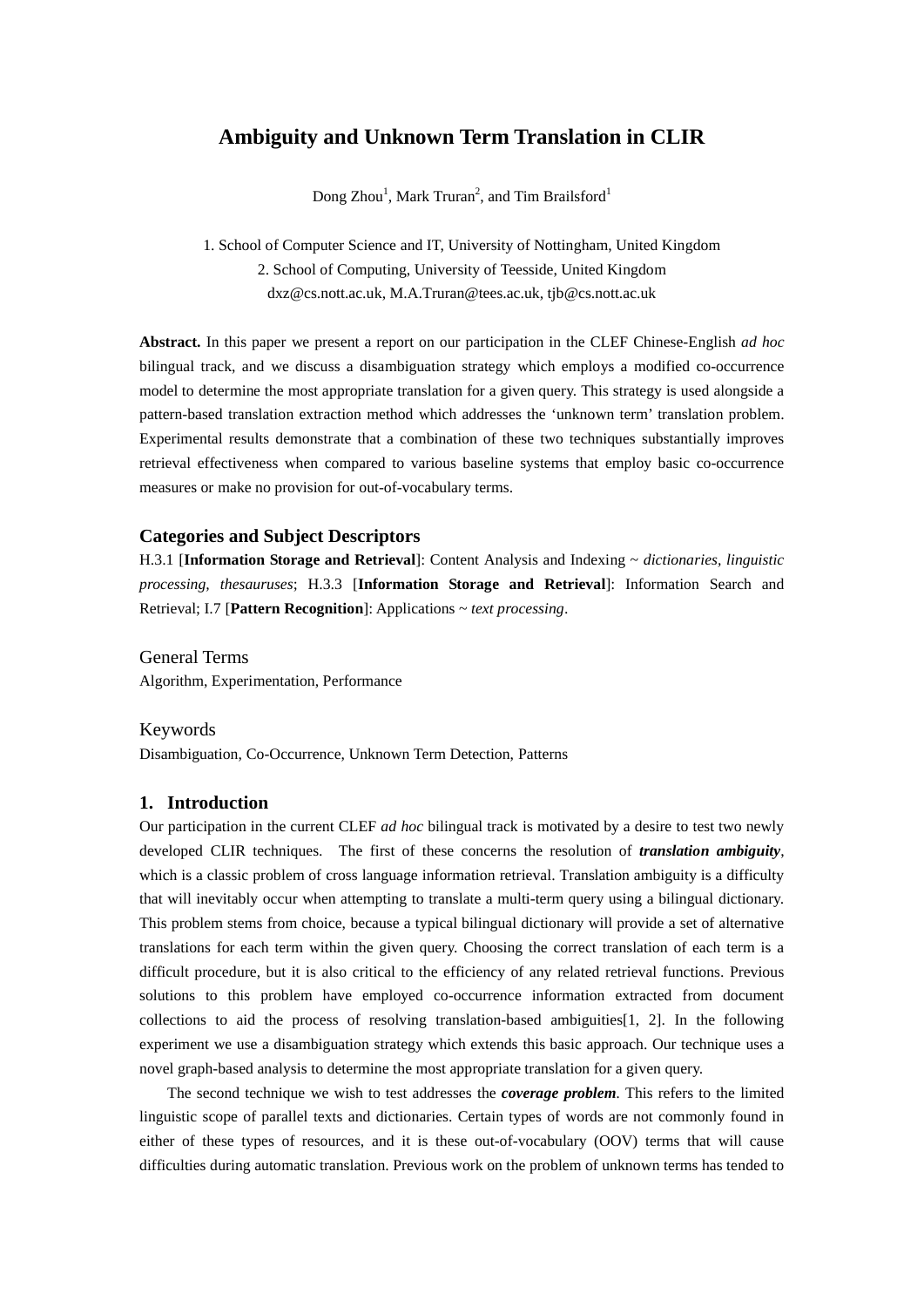# Ambiguity and Unknown Term Translation in CLIR

Dong Zhou[1], Mark Truran[2], and Tim Brailsford[1]

1. School of Computer Science and IT, University of Nottingham, United Kingdom
2. School of Computing, University of Teesside, United Kingdom
dxz@cs.nott.ac.uk, M.A.Truran@tees.ac.uk, tjb@cs.nott.ac.uk

**Abstract.** In this paper we present a report on our participation in the CLEF Chinese-English *ad hoc* bilingual track, and we discuss a disambiguation strategy which employs a modified co-occurrence model to determine the most appropriate translation for a given query. This strategy is used alongside a pattern-based translation extraction method which addresses the 'unknown term' translation problem. Experimental results demonstrate that a combination of these two techniques substantially improves retrieval effectiveness when compared to various baseline systems that employ basic co-occurrence measures or make no provision for out-of-vocabulary terms.

### Categories and Subject Descriptors

H.3.1 [**Information Storage and Retrieval**]: Content Analysis and Indexing ~ *dictionaries, linguistic processing, thesauruses*; H.3.3 [**Information Storage and Retrieval**]: Information Search and Retrieval; I.7 [**Pattern Recognition**]: Applications ~ *text processing*.

### General Terms

Algorithm, Experimentation, Performance

### Keywords

Disambiguation, Co-Occurrence, Unknown Term Detection, Patterns

## 1. Introduction

Our participation in the current CLEF *ad hoc* bilingual track is motivated by a desire to test two newly developed CLIR techniques. The first of these concerns the resolution of ***translation ambiguity***, which is a classic problem of cross language information retrieval. Translation ambiguity is a difficulty that will inevitably occur when attempting to translate a multi-term query using a bilingual dictionary. This problem stems from choice, because a typical bilingual dictionary will provide a set of alternative translations for each term within the given query. Choosing the correct translation of each term is a difficult procedure, but it is also critical to the efficiency of any related retrieval functions. Previous solutions to this problem have employed co-occurrence information extracted from document collections to aid the process of resolving translation-based ambiguities[1, 2]. In the following experiment we use a disambiguation strategy which extends this basic approach. Our technique uses a novel graph-based analysis to determine the most appropriate translation for a given query.

The second technique we wish to test addresses the ***coverage problem***. This refers to the limited linguistic scope of parallel texts and dictionaries. Certain types of words are not commonly found in either of these types of resources, and it is these out-of-vocabulary (OOV) terms that will cause difficulties during automatic translation. Previous work on the problem of unknown terms has tended to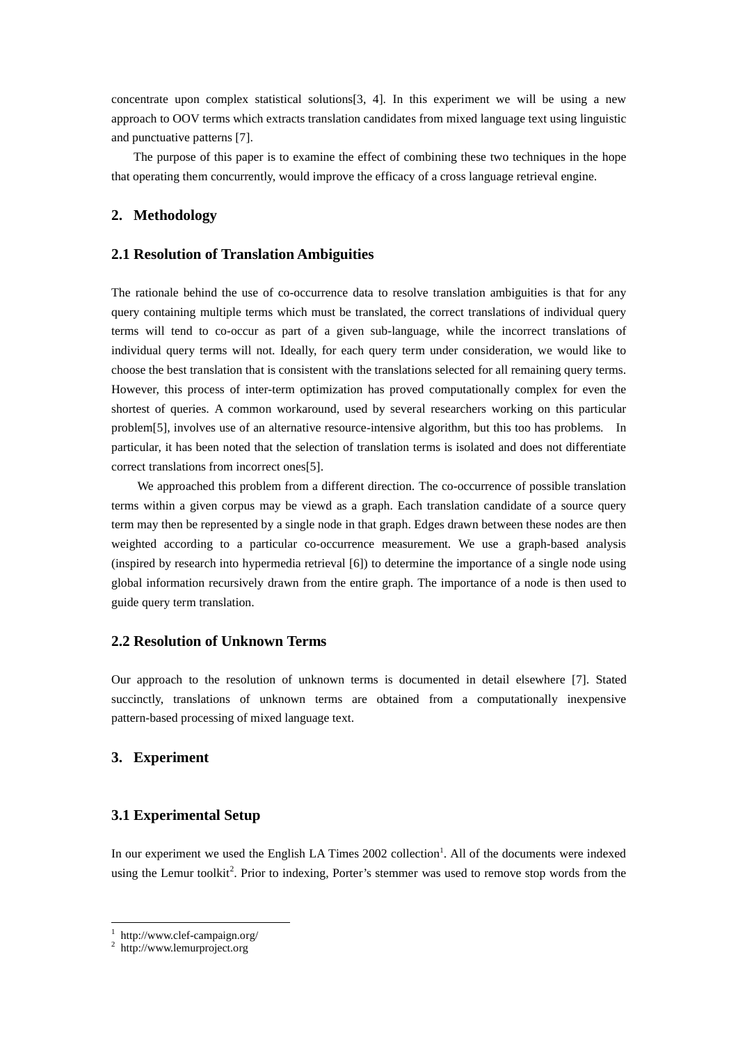concentrate upon complex statistical solutions[3, 4]. In this experiment we will be using a new approach to OOV terms which extracts translation candidates from mixed language text using linguistic and punctuative patterns [7].

The purpose of this paper is to examine the effect of combining these two techniques in the hope that operating them concurrently, would improve the efficacy of a cross language retrieval engine.

## 2. Methodology

### 2.1 Resolution of Translation Ambiguities

The rationale behind the use of co-occurrence data to resolve translation ambiguities is that for any query containing multiple terms which must be translated, the correct translations of individual query terms will tend to co-occur as part of a given sub-language, while the incorrect translations of individual query terms will not. Ideally, for each query term under consideration, we would like to choose the best translation that is consistent with the translations selected for all remaining query terms. However, this process of inter-term optimization has proved computationally complex for even the shortest of queries. A common workaround, used by several researchers working on this particular problem[5], involves use of an alternative resource-intensive algorithm, but this too has problems. In particular, it has been noted that the selection of translation terms is isolated and does not differentiate correct translations from incorrect ones[5].

We approached this problem from a different direction. The co-occurrence of possible translation terms within a given corpus may be viewd as a graph. Each translation candidate of a source query term may then be represented by a single node in that graph. Edges drawn between these nodes are then weighted according to a particular co-occurrence measurement. We use a graph-based analysis (inspired by research into hypermedia retrieval [6]) to determine the importance of a single node using global information recursively drawn from the entire graph. The importance of a node is then used to guide query term translation.

### 2.2 Resolution of Unknown Terms

Our approach to the resolution of unknown terms is documented in detail elsewhere [7]. Stated succinctly, translations of unknown terms are obtained from a computationally inexpensive pattern-based processing of mixed language text.

## 3. Experiment

### 3.1 Experimental Setup

In our experiment we used the English LA Times 2002 collection[1]. All of the documents were indexed using the Lemur toolkit[2]. Prior to indexing, Porter's stemmer was used to remove stop words from the

---

[1] http://www.clef-campaign.org/
[2] http://www.lemurproject.org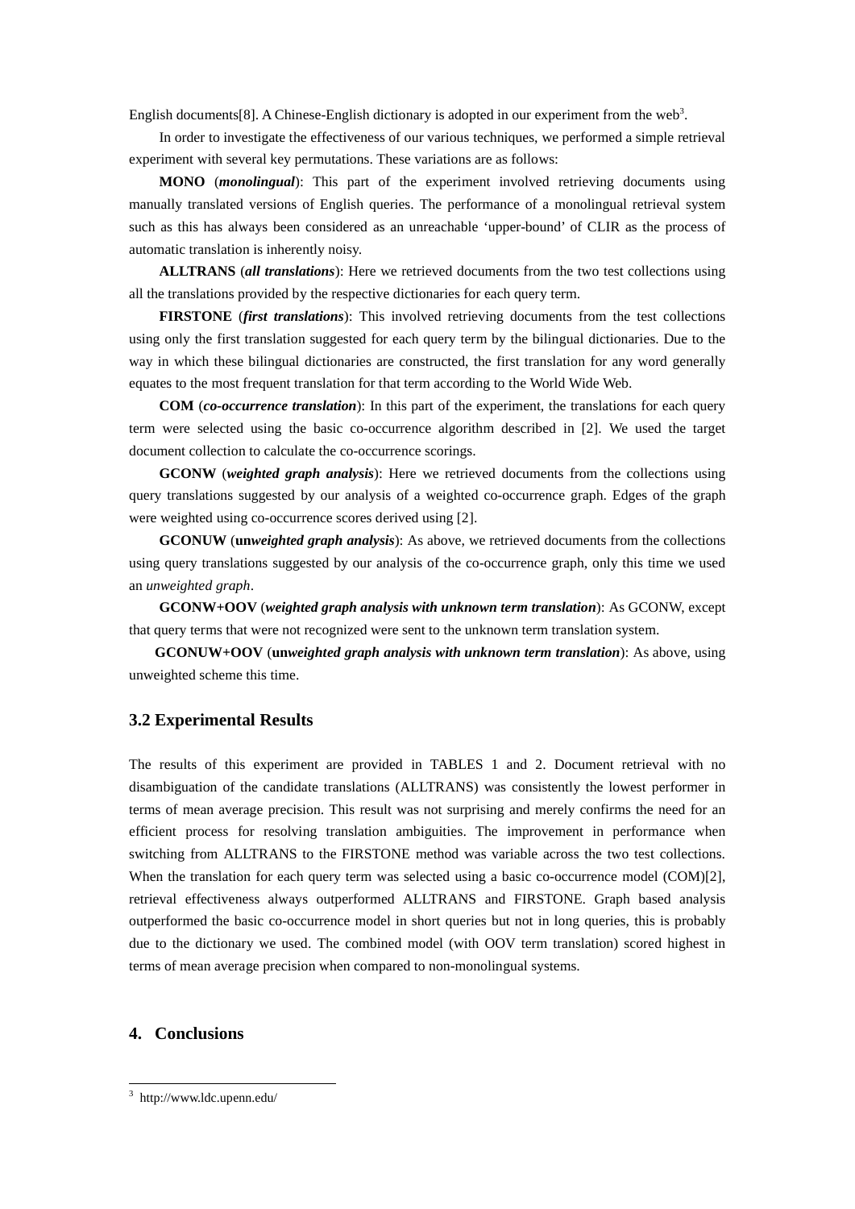English documents[8]. A Chinese-English dictionary is adopted in our experiment from the web[3].

In order to investigate the effectiveness of our various techniques, we performed a simple retrieval experiment with several key permutations. These variations are as follows:

**MONO** (***monolingual***): This part of the experiment involved retrieving documents using manually translated versions of English queries. The performance of a monolingual retrieval system such as this has always been considered as an unreachable 'upper-bound' of CLIR as the process of automatic translation is inherently noisy.

**ALLTRANS** (***all translations***): Here we retrieved documents from the two test collections using all the translations provided by the respective dictionaries for each query term.

**FIRSTONE** (***first translations***): This involved retrieving documents from the test collections using only the first translation suggested for each query term by the bilingual dictionaries. Due to the way in which these bilingual dictionaries are constructed, the first translation for any word generally equates to the most frequent translation for that term according to the World Wide Web.

**COM** (***co-occurrence translation***): In this part of the experiment, the translations for each query term were selected using the basic co-occurrence algorithm described in [2]. We used the target document collection to calculate the co-occurrence scorings.

**GCONW** (***weighted graph analysis***): Here we retrieved documents from the collections using query translations suggested by our analysis of a weighted co-occurrence graph. Edges of the graph were weighted using co-occurrence scores derived using [2].

**GCONUW** (**un*weighted graph analysis***): As above, we retrieved documents from the collections using query translations suggested by our analysis of the co-occurrence graph, only this time we used an *unweighted graph*.

**GCONW+OOV** (***weighted graph analysis with unknown term translation***): As GCONW, except that query terms that were not recognized were sent to the unknown term translation system.

**GCONUW+OOV** (**un*weighted graph analysis with unknown term translation***): As above, using unweighted scheme this time.

### 3.2 Experimental Results

The results of this experiment are provided in TABLES 1 and 2. Document retrieval with no disambiguation of the candidate translations (ALLTRANS) was consistently the lowest performer in terms of mean average precision. This result was not surprising and merely confirms the need for an efficient process for resolving translation ambiguities. The improvement in performance when switching from ALLTRANS to the FIRSTONE method was variable across the two test collections. When the translation for each query term was selected using a basic co-occurrence model (COM)[2], retrieval effectiveness always outperformed ALLTRANS and FIRSTONE. Graph based analysis outperformed the basic co-occurrence model in short queries but not in long queries, this is probably due to the dictionary we used. The combined model (with OOV term translation) scored highest in terms of mean average precision when compared to non-monolingual systems.

## 4. Conclusions

---

[3] http://www.ldc.upenn.edu/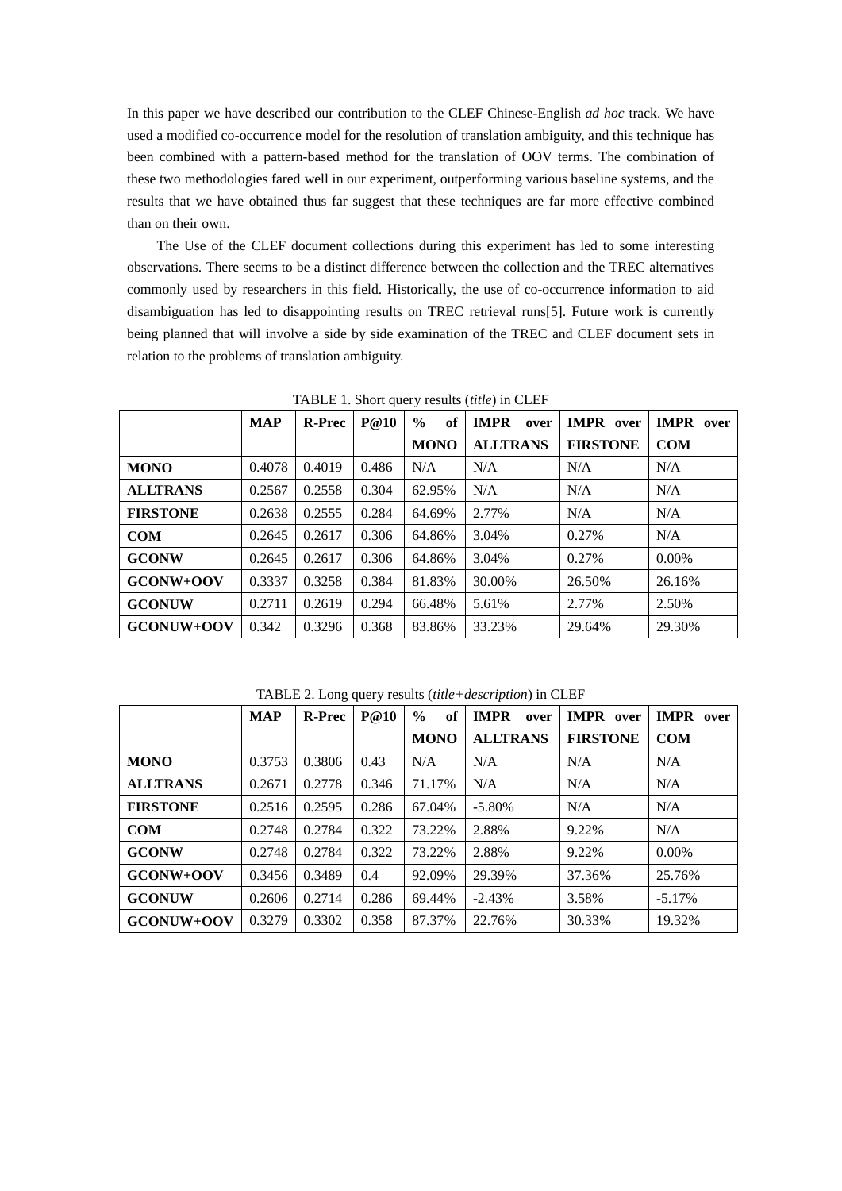In this paper we have described our contribution to the CLEF Chinese-English *ad hoc* track. We have used a modified co-occurrence model for the resolution of translation ambiguity, and this technique has been combined with a pattern-based method for the translation of OOV terms. The combination of these two methodologies fared well in our experiment, outperforming various baseline systems, and the results that we have obtained thus far suggest that these techniques are far more effective combined than on their own.

The Use of the CLEF document collections during this experiment has led to some interesting observations. There seems to be a distinct difference between the collection and the TREC alternatives commonly used by researchers in this field. Historically, the use of co-occurrence information to aid disambiguation has led to disappointing results on TREC retrieval runs[5]. Future work is currently being planned that will involve a side by side examination of the TREC and CLEF document sets in relation to the problems of translation ambiguity.

TABLE 1. Short query results (*title*) in CLEF

| | **MAP** | **R-Prec** | **P@10** | **% of MONO** | **IMPR over ALLTRANS** | **IMPR over FIRSTONE** | **IMPR over COM** |
|---|---|---|---|---|---|---|---|
| **MONO** | 0.4078 | 0.4019 | 0.486 | N/A | N/A | N/A | N/A |
| **ALLTRANS** | 0.2567 | 0.2558 | 0.304 | 62.95% | N/A | N/A | N/A |
| **FIRSTONE** | 0.2638 | 0.2555 | 0.284 | 64.69% | 2.77% | N/A | N/A |
| **COM** | 0.2645 | 0.2617 | 0.306 | 64.86% | 3.04% | 0.27% | N/A |
| **GCONW** | 0.2645 | 0.2617 | 0.306 | 64.86% | 3.04% | 0.27% | 0.00% |
| **GCONW+OOV** | 0.3337 | 0.3258 | 0.384 | 81.83% | 30.00% | 26.50% | 26.16% |
| **GCONUW** | 0.2711 | 0.2619 | 0.294 | 66.48% | 5.61% | 2.77% | 2.50% |
| **GCONUW+OOV** | 0.342 | 0.3296 | 0.368 | 83.86% | 33.23% | 29.64% | 29.30% |

TABLE 2. Long query results (*title+description*) in CLEF

| | **MAP** | **R-Prec** | **P@10** | **% of MONO** | **IMPR over ALLTRANS** | **IMPR over FIRSTONE** | **IMPR over COM** |
|---|---|---|---|---|---|---|---|
| **MONO** | 0.3753 | 0.3806 | 0.43 | N/A | N/A | N/A | N/A |
| **ALLTRANS** | 0.2671 | 0.2778 | 0.346 | 71.17% | N/A | N/A | N/A |
| **FIRSTONE** | 0.2516 | 0.2595 | 0.286 | 67.04% | -5.80% | N/A | N/A |
| **COM** | 0.2748 | 0.2784 | 0.322 | 73.22% | 2.88% | 9.22% | N/A |
| **GCONW** | 0.2748 | 0.2784 | 0.322 | 73.22% | 2.88% | 9.22% | 0.00% |
| **GCONW+OOV** | 0.3456 | 0.3489 | 0.4 | 92.09% | 29.39% | 37.36% | 25.76% |
| **GCONUW** | 0.2606 | 0.2714 | 0.286 | 69.44% | -2.43% | 3.58% | -5.17% |
| **GCONUW+OOV** | 0.3279 | 0.3302 | 0.358 | 87.37% | 22.76% | 30.33% | 19.32% |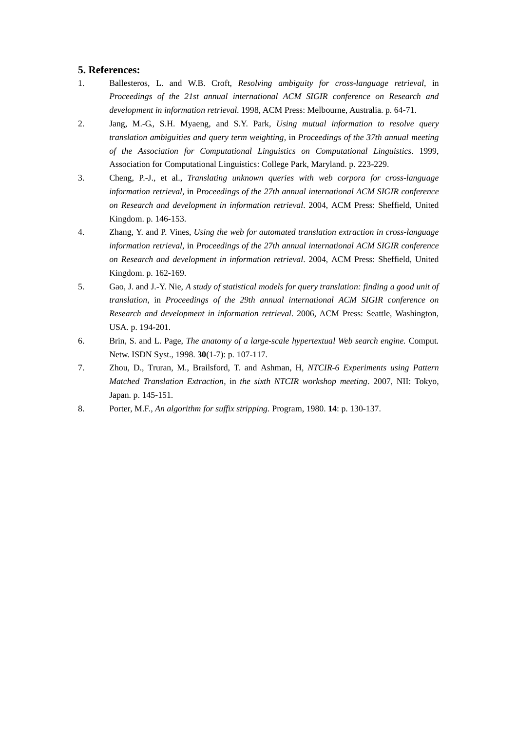## 5. References:

1. Ballesteros, L. and W.B. Croft, *Resolving ambiguity for cross-language retrieval*, in *Proceedings of the 21st annual international ACM SIGIR conference on Research and development in information retrieval*. 1998, ACM Press: Melbourne, Australia. p. 64-71.
2. Jang, M.-G., S.H. Myaeng, and S.Y. Park, *Using mutual information to resolve query translation ambiguities and query term weighting*, in *Proceedings of the 37th annual meeting of the Association for Computational Linguistics on Computational Linguistics*. 1999, Association for Computational Linguistics: College Park, Maryland. p. 223-229.
3. Cheng, P.-J., et al., *Translating unknown queries with web corpora for cross-language information retrieval*, in *Proceedings of the 27th annual international ACM SIGIR conference on Research and development in information retrieval*. 2004, ACM Press: Sheffield, United Kingdom. p. 146-153.
4. Zhang, Y. and P. Vines, *Using the web for automated translation extraction in cross-language information retrieval*, in *Proceedings of the 27th annual international ACM SIGIR conference on Research and development in information retrieval*. 2004, ACM Press: Sheffield, United Kingdom. p. 162-169.
5. Gao, J. and J.-Y. Nie, *A study of statistical models for query translation: finding a good unit of translation*, in *Proceedings of the 29th annual international ACM SIGIR conference on Research and development in information retrieval*. 2006, ACM Press: Seattle, Washington, USA. p. 194-201.
6. Brin, S. and L. Page, *The anatomy of a large-scale hypertextual Web search engine.* Comput. Netw. ISDN Syst., 1998. **30**(1-7): p. 107-117.
7. Zhou, D., Truran, M., Brailsford, T. and Ashman, H, *NTCIR-6 Experiments using Pattern Matched Translation Extraction*, in *the sixth NTCIR workshop meeting*. 2007, NII: Tokyo, Japan. p. 145-151.
8. Porter, M.F., *An algorithm for suffix stripping.* Program, 1980. **14**: p. 130-137.